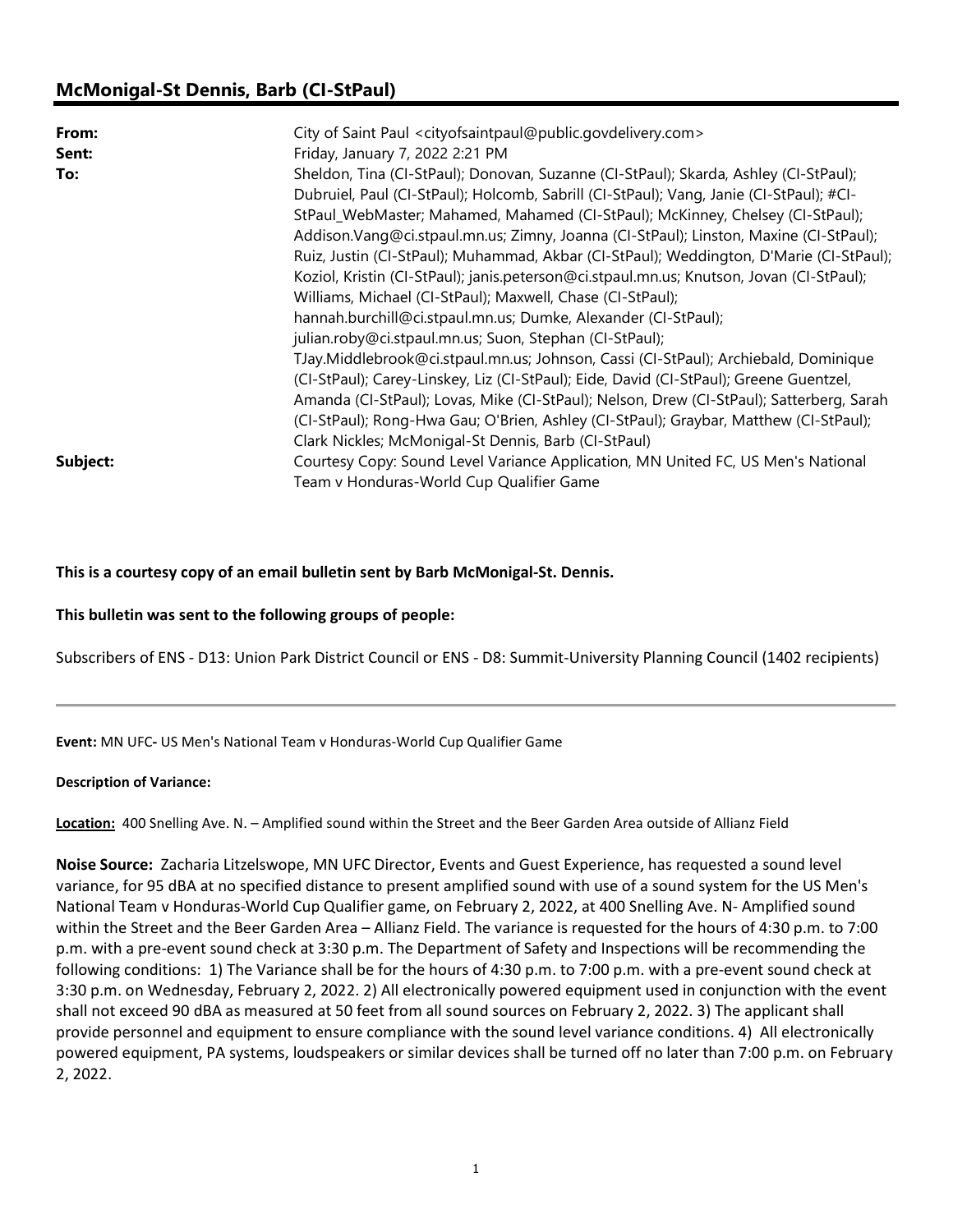## McMonigal-St Dennis, Barb (CI-StPaul)

| | |
|---|---|
| **From:** | City of Saint Paul <cityofsaintpaul@public.govdelivery.com> |
| **Sent:** | Friday, January 7, 2022 2:21 PM |
| **To:** | Sheldon, Tina (CI-StPaul); Donovan, Suzanne (CI-StPaul); Skarda, Ashley (CI-StPaul); Dubruiel, Paul (CI-StPaul); Holcomb, Sabrill (CI-StPaul); Vang, Janie (CI-StPaul); #CI-StPaul_WebMaster; Mahamed, Mahamed (CI-StPaul); McKinney, Chelsey (CI-StPaul); Addison.Vang@ci.stpaul.mn.us; Zimny, Joanna (CI-StPaul); Linston, Maxine (CI-StPaul); Ruiz, Justin (CI-StPaul); Muhammad, Akbar (CI-StPaul); Weddington, D'Marie (CI-StPaul); Koziol, Kristin (CI-StPaul); janis.peterson@ci.stpaul.mn.us; Knutson, Jovan (CI-StPaul); Williams, Michael (CI-StPaul); Maxwell, Chase (CI-StPaul); hannah.burchill@ci.stpaul.mn.us; Dumke, Alexander (CI-StPaul); julian.roby@ci.stpaul.mn.us; Suon, Stephan (CI-StPaul); TJay.Middlebrook@ci.stpaul.mn.us; Johnson, Cassi (CI-StPaul); Archiebald, Dominique (CI-StPaul); Carey-Linskey, Liz (CI-StPaul); Eide, David (CI-StPaul); Greene Guentzel, Amanda (CI-StPaul); Lovas, Mike (CI-StPaul); Nelson, Drew (CI-StPaul); Satterberg, Sarah (CI-StPaul); Rong-Hwa Gau; O'Brien, Ashley (CI-StPaul); Graybar, Matthew (CI-StPaul); Clark Nickles; McMonigal-St Dennis, Barb (CI-StPaul) |
| **Subject:** | Courtesy Copy: Sound Level Variance Application, MN United FC, US Men's National Team v Honduras-World Cup Qualifier Game |

**This is a courtesy copy of an email bulletin sent by Barb McMonigal-St. Dennis.**

**This bulletin was sent to the following groups of people:**

Subscribers of ENS - D13: Union Park District Council or ENS - D8: Summit-University Planning Council (1402 recipients)

---

**Event:** MN UFC**-** US Men's National Team v Honduras-World Cup Qualifier Game

**Description of Variance:**

**Location:** 400 Snelling Ave. N. – Amplified sound within the Street and the Beer Garden Area outside of Allianz Field

**Noise Source:** Zacharia Litzelswope, MN UFC Director, Events and Guest Experience, has requested a sound level variance, for 95 dBA at no specified distance to present amplified sound with use of a sound system for the US Men's National Team v Honduras-World Cup Qualifier game, on February 2, 2022, at 400 Snelling Ave. N- Amplified sound within the Street and the Beer Garden Area – Allianz Field. The variance is requested for the hours of 4:30 p.m. to 7:00 p.m. with a pre-event sound check at 3:30 p.m. The Department of Safety and Inspections will be recommending the following conditions: 1) The Variance shall be for the hours of 4:30 p.m. to 7:00 p.m. with a pre-event sound check at 3:30 p.m. on Wednesday, February 2, 2022. 2) All electronically powered equipment used in conjunction with the event shall not exceed 90 dBA as measured at 50 feet from all sound sources on February 2, 2022. 3) The applicant shall provide personnel and equipment to ensure compliance with the sound level variance conditions. 4) All electronically powered equipment, PA systems, loudspeakers or similar devices shall be turned off no later than 7:00 p.m. on February 2, 2022.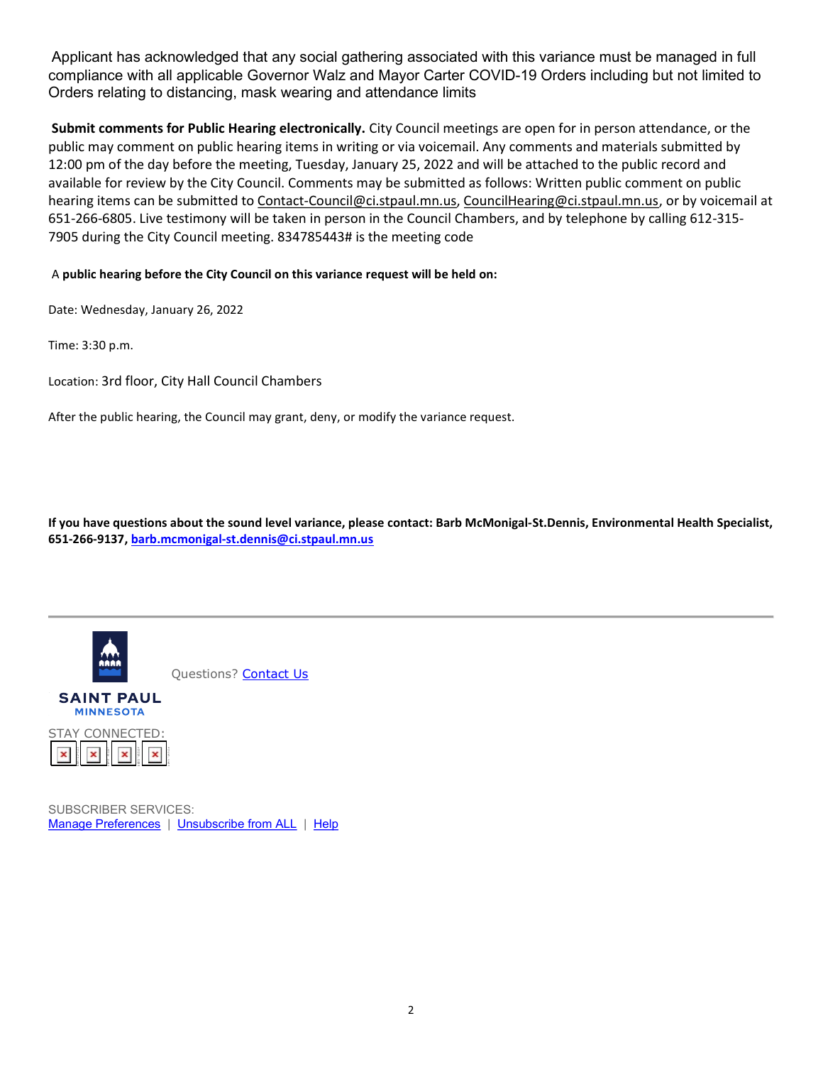Applicant has acknowledged that any social gathering associated with this variance must be managed in full compliance with all applicable Governor Walz and Mayor Carter COVID-19 Orders including but not limited to Orders relating to distancing, mask wearing and attendance limits

**Submit comments for Public Hearing electronically.** City Council meetings are open for in person attendance, or the public may comment on public hearing items in writing or via voicemail. Any comments and materials submitted by 12:00 pm of the day before the meeting, Tuesday, January 25, 2022 and will be attached to the public record and available for review by the City Council. Comments may be submitted as follows: Written public comment on public hearing items can be submitted to Contact-Council@ci.stpaul.mn.us, CouncilHearing@ci.stpaul.mn.us, or by voicemail at 651-266-6805. Live testimony will be taken in person in the Council Chambers, and by telephone by calling 612-315-7905 during the City Council meeting. 834785443# is the meeting code

A **public hearing before the City Council on this variance request will be held on:**

Date: Wednesday, January 26, 2022

Time: 3:30 p.m.

Location: 3rd floor, City Hall Council Chambers

After the public hearing, the Council may grant, deny, or modify the variance request.

**If you have questions about the sound level variance, please contact: Barb McMonigal-St.Dennis, Environmental Health Specialist, 651-266-9137, barb.mcmonigal-st.dennis@ci.stpaul.mn.us**

---

SAINT PAUL
MINNESOTA

Questions? Contact Us

STAY CONNECTED:

SUBSCRIBER SERVICES:
Manage Preferences | Unsubscribe from ALL | Help